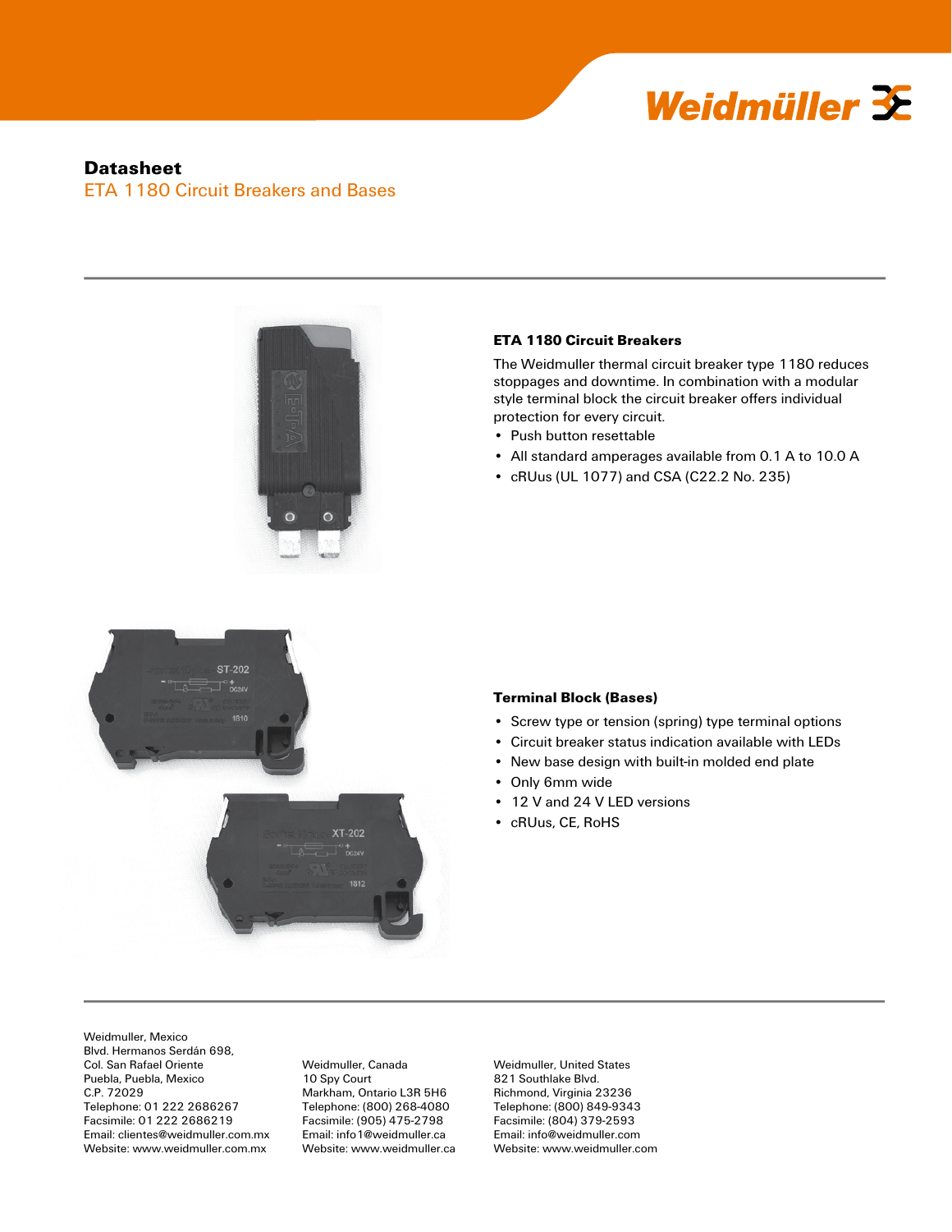# Datasheet

## ETA 1180 Circuit Breakers and Bases

### ETA 1180 Circuit Breakers

The Weidmuller thermal circuit breaker type 1180 reduces stoppages and downtime. In combination with a modular style terminal block the circuit breaker offers individual protection for every circuit.

- Push button resettable
- All standard amperages available from 0.1 A to 10.0 A
- cRUus (UL 1077) and CSA (C22.2 No. 235)

### Terminal Block (Bases)

- Screw type or tension (spring) type terminal options
- Circuit breaker status indication available with LEDs
- New base design with built-in molded end plate
- Only 6mm wide
- 12 V and 24 V LED versions
- cRUus, CE, RoHS

Weidmuller, Mexico
Blvd. Hermanos Serdán 698,
Col. San Rafael Oriente
Puebla, Puebla, Mexico
C.P. 72029
Telephone: 01 222 2686267
Facsimile: 01 222 2686219
Email: clientes@weidmuller.com.mx
Website: www.weidmuller.com.mx

Weidmuller, Canada
10 Spy Court
Markham, Ontario L3R 5H6
Telephone: (800) 268-4080
Facsimile: (905) 475-2798
Email: info1@weidmuller.ca
Website: www.weidmuller.ca

Weidmuller, United States
821 Southlake Blvd.
Richmond, Virginia 23236
Telephone: (800) 849-9343
Facsimile: (804) 379-2593
Email: info@weidmuller.com
Website: www.weidmuller.com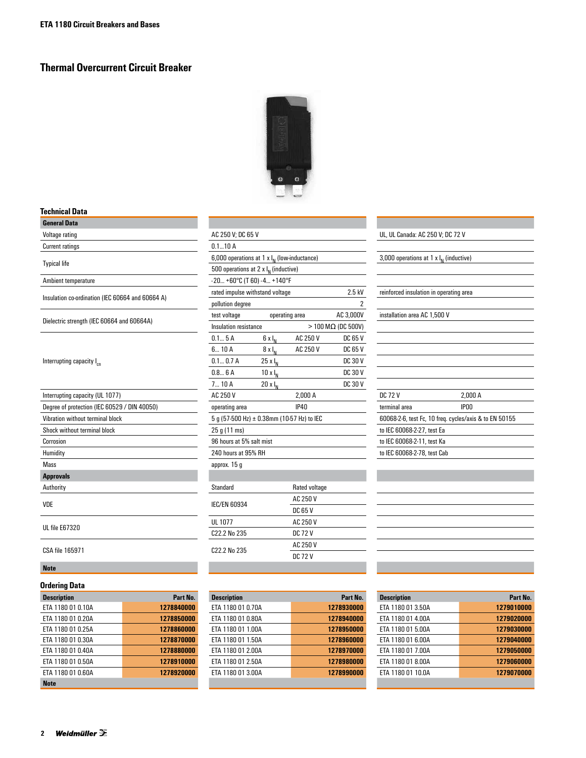## ETA 1180 Circuit Breakers and Bases

# Thermal Overcurrent Circuit Breaker

### Technical Data

| General Data | | |
|---|---|---|
| Voltage rating | AC 250 V; DC 65 V | UL, UL Canada: AC 250 V; DC 72 V |
| Current ratings | 0.1...10 A | |
| Typical life | 6,000 operations at 1 x $I_N$ (low-inductance)<br>500 operations at 2 x $I_N$ (inductive) | 3,000 operations at 1 x $I_N$ (inductive) |
| Ambient temperature | -20... +60°C (T 60) -4... +140°F | |
| Insulation co-ordination (IEC 60664 and 60664 A) | rated impulse withstand voltage 2.5 kV<br>pollution degree 2 | reinforced insulation in operating area |
| Dielectric strength (IEC 60664 and 60664A) | test voltage operating area AC 3,000V<br>Insulation resistance > 100 MΩ (DC 500V) | installation area AC 1,500 V |
| Interrupting capacity $I_{cn}$ | 0.1... 5 A 6 x $I_N$ AC 250 V DC 65 V<br>6... 10 A 8 x $I_N$ AC 250 V DC 65 V<br>0.1... 0.7 A 25 x $I_N$ DC 30 V<br>0.8... 6 A 10 x $I_N$ DC 30 V<br>7... 10 A 20 x $I_N$ DC 30 V | |
| Interrupting capacity (UL 1077) | AC 250 V 2,000 A | DC 72 V 2,000 A |
| Degree of protection (IEC 60529 / DIN 40050) | operating area IP40 | terminal area IP00 |
| Vibration without terminal block | 5 g (57-500 Hz) ± 0.38mm (10-57 Hz) to IEC | 60068-2-6, test Fc, 10 freq. cycles/axis & to EN 50155 |
| Shock without terminal block | 25 g (11 ms) | to IEC 60068-2-27, test Ea |
| Corrosion | 96 hours at 5% salt mist | to IEC 60068-2-11, test Ka |
| Humidity | 240 hours at 95% RH | to IEC 60068-2-78, test Cab |
| Mass | approx. 15 g | |

| Approvals | | |
|---|---|---|
| Authority | Standard | Rated voltage |
| VDE | IEC/EN 60934 | AC 250 V<br>DC 65 V |
| UL file E67320 | UL 1077<br>C22.2 No 235 | AC 250 V<br>DC 72 V |
| CSA file 165971 | C22.2 No 235 | AC 250 V<br>DC 72 V |

**Note**

### Ordering Data

| Description | Part No. |
|---|---|
| ETA 1180 01 0.10A | 1278840000 |
| ETA 1180 01 0.20A | 1278850000 |
| ETA 1180 01 0.25A | 1278860000 |
| ETA 1180 01 0.30A | 1278870000 |
| ETA 1180 01 0.40A | 1278880000 |
| ETA 1180 01 0.50A | 1278910000 |
| ETA 1180 01 0.60A | 1278920000 |
| ETA 1180 01 0.70A | 1278930000 |
| ETA 1180 01 0.80A | 1278940000 |
| ETA 1180 01 1.00A | 1278950000 |
| ETA 1180 01 1.50A | 1278960000 |
| ETA 1180 01 2.00A | 1278970000 |
| ETA 1180 01 2.50A | 1278980000 |
| ETA 1180 01 3.00A | 1278990000 |
| ETA 1180 01 3.50A | 1279010000 |
| ETA 1180 01 4.00A | 1279020000 |
| ETA 1180 01 5.00A | 1279030000 |
| ETA 1180 01 6.00A | 1279040000 |
| ETA 1180 01 7.00A | 1279050000 |
| ETA 1180 01 8.00A | 1279060000 |
| ETA 1180 01 10.0A | 1279070000 |

**Note**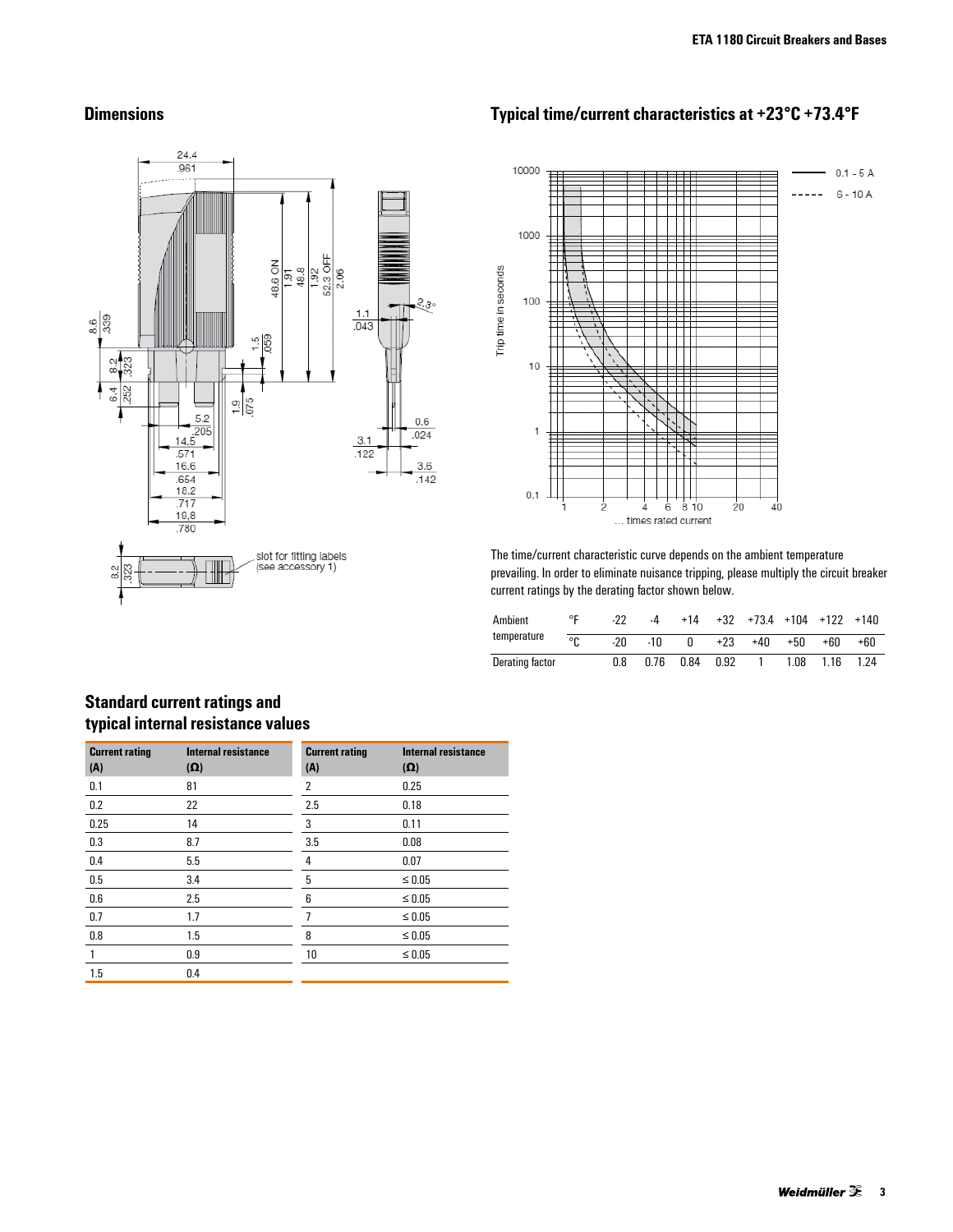## Dimensions

slot for fitting labels (see accessory 1)

## Typical time/current characteristics at +23°C +73.4°F

The time/current characteristic curve depends on the ambient temperature prevailing. In order to eliminate nuisance tripping, please multiply the circuit breaker current ratings by the derating factor shown below.

| Ambient temperature | °F | -22 | -4 | +14 | +32 | +73.4 | +104 | +122 | +140 |
|---|---|---|---|---|---|---|---|---|---|
| | °C | -20 | -10 | 0 | +23 | +40 | +50 | +60 | +60 |
| Derating factor | | 0.8 | 0.76 | 0.84 | 0.92 | 1 | 1.08 | 1.16 | 1.24 |

## Standard current ratings and typical internal resistance values

| Current rating (A) | Internal resistance (Ω) |
|---|---|
| 0.1 | 81 |
| 0.2 | 22 |
| 0.25 | 14 |
| 0.3 | 8.7 |
| 0.4 | 5.5 |
| 0.5 | 3.4 |
| 0.6 | 2.5 |
| 0.7 | 1.7 |
| 0.8 | 1.5 |
| 1 | 0.9 |
| 1.5 | 0.4 |

| Current rating (A) | Internal resistance (Ω) |
|---|---|
| 2 | 0.25 |
| 2.5 | 0.18 |
| 3 | 0.11 |
| 3.5 | 0.08 |
| 4 | 0.07 |
| 5 | ≤ 0.05 |
| 6 | ≤ 0.05 |
| 7 | ≤ 0.05 |
| 8 | ≤ 0.05 |
| 10 | ≤ 0.05 |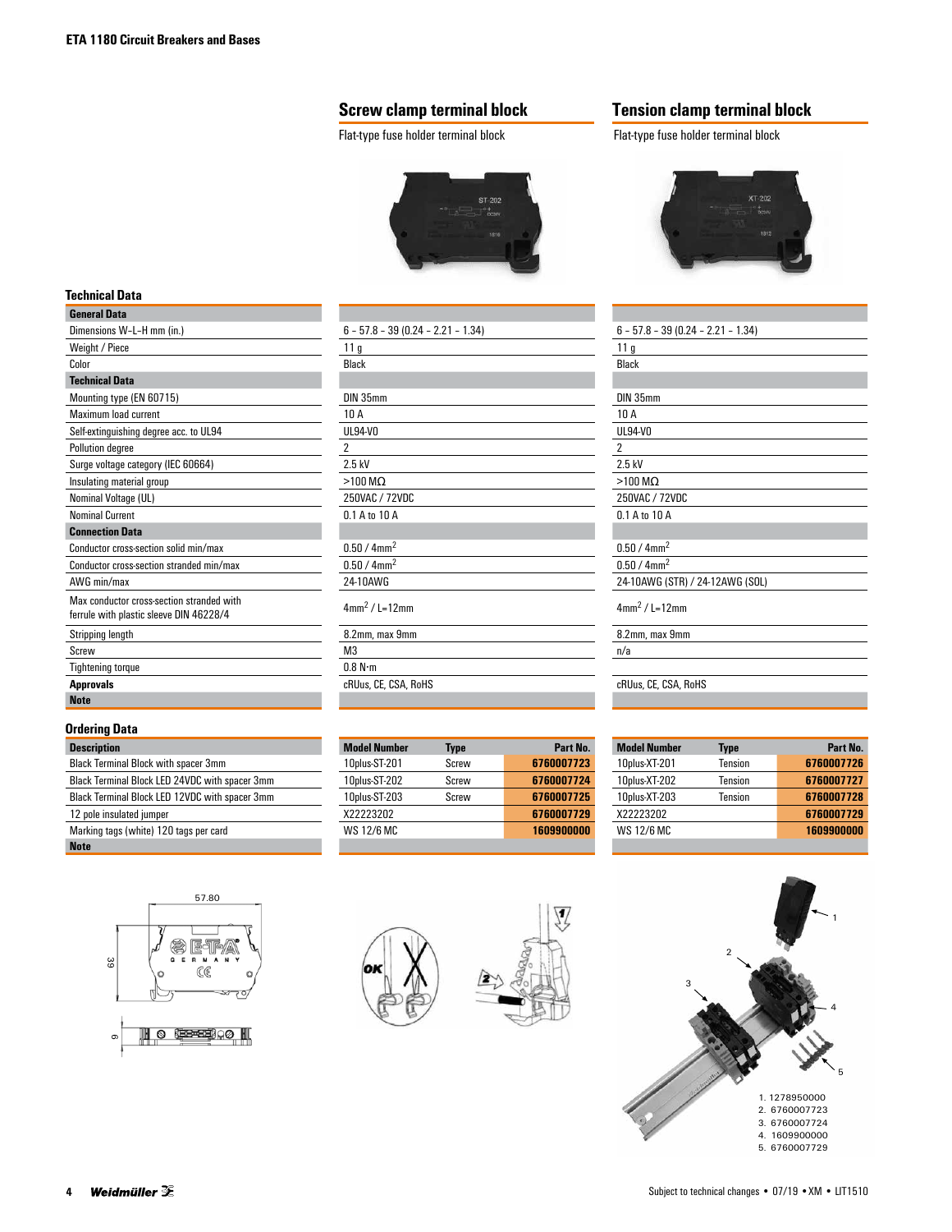## Screw clamp terminal block

Flat-type fuse holder terminal block

## Tension clamp terminal block

Flat-type fuse holder terminal block

### Technical Data

| | Screw clamp terminal block | Tension clamp terminal block |
|---|---|---|
| **General Data** | | |
| Dimensions W–L–H mm (in.) | 6 – 57.8 – 39 (0.24 – 2.21 – 1.34) | 6 – 57.8 – 39 (0.24 – 2.21 – 1.34) |
| Weight / Piece | 11 g | 11 g |
| Color | Black | Black |
| **Technical Data** | | |
| Mounting type (EN 60715) | DIN 35mm | DIN 35mm |
| Maximum load current | 10 A | 10 A |
| Self-extinguishing degree acc. to UL94 | UL94-V0 | UL94-V0 |
| Pollution degree | 2 | 2 |
| Surge voltage category (IEC 60664) | 2.5 kV | 2.5 kV |
| Insulating material group | >100 MΩ | >100 MΩ |
| Nominal Voltage (UL) | 250VAC / 72VDC | 250VAC / 72VDC |
| Nominal Current | 0.1 A to 10 A | 0.1 A to 10 A |
| **Connection Data** | | |
| Conductor cross-section solid min/max | 0.50 / 4mm$^2$ | 0.50 / 4mm$^2$ |
| Conductor cross-section stranded min/max | 0.50 / 4mm$^2$ | 0.50 / 4mm$^2$ |
| AWG min/max | 24-10AWG | 24-10AWG (STR) / 24-12AWG (SOL) |
| Max conductor cross-section stranded with ferrule with plastic sleeve DIN 46228/4 | 4mm$^2$ / L=12mm | 4mm$^2$ / L=12mm |
| Stripping length | 8.2mm, max 9mm | 8.2mm, max 9mm |
| Screw | M3 | n/a |
| Tightening torque | 0.8 N·m | |
| **Approvals** | cRUus, CE, CSA, RoHS | cRUus, CE, CSA, RoHS |
| **Note** | | |

### Ordering Data

| Description | Model Number | Type | Part No. | Model Number | Type | Part No. |
|---|---|---|---|---|---|---|
| Black Terminal Block with spacer 3mm | 10plus-ST-201 | Screw | 6760007723 | 10plus-XT-201 | Tension | 6760007726 |
| Black Terminal Block LED 24VDC with spacer 3mm | 10plus-ST-202 | Screw | 6760007724 | 10plus-XT-202 | Tension | 6760007727 |
| Black Terminal Block LED 12VDC with spacer 3mm | 10plus-ST-203 | Screw | 6760007725 | 10plus-XT-203 | Tension | 6760007728 |
| 12 pole insulated jumper | X22223202 | | 6760007729 | X22223202 | | 6760007729 |
| Marking tags (white) 120 tags per card | WS 12/6 MC | | 1609900000 | WS 12/6 MC | | 1609900000 |
| **Note** | | | | | | |

57.80

39

6

1. 1278950000
2. 6760007723
3. 6760007724
4. 1609900000
5. 6760007729